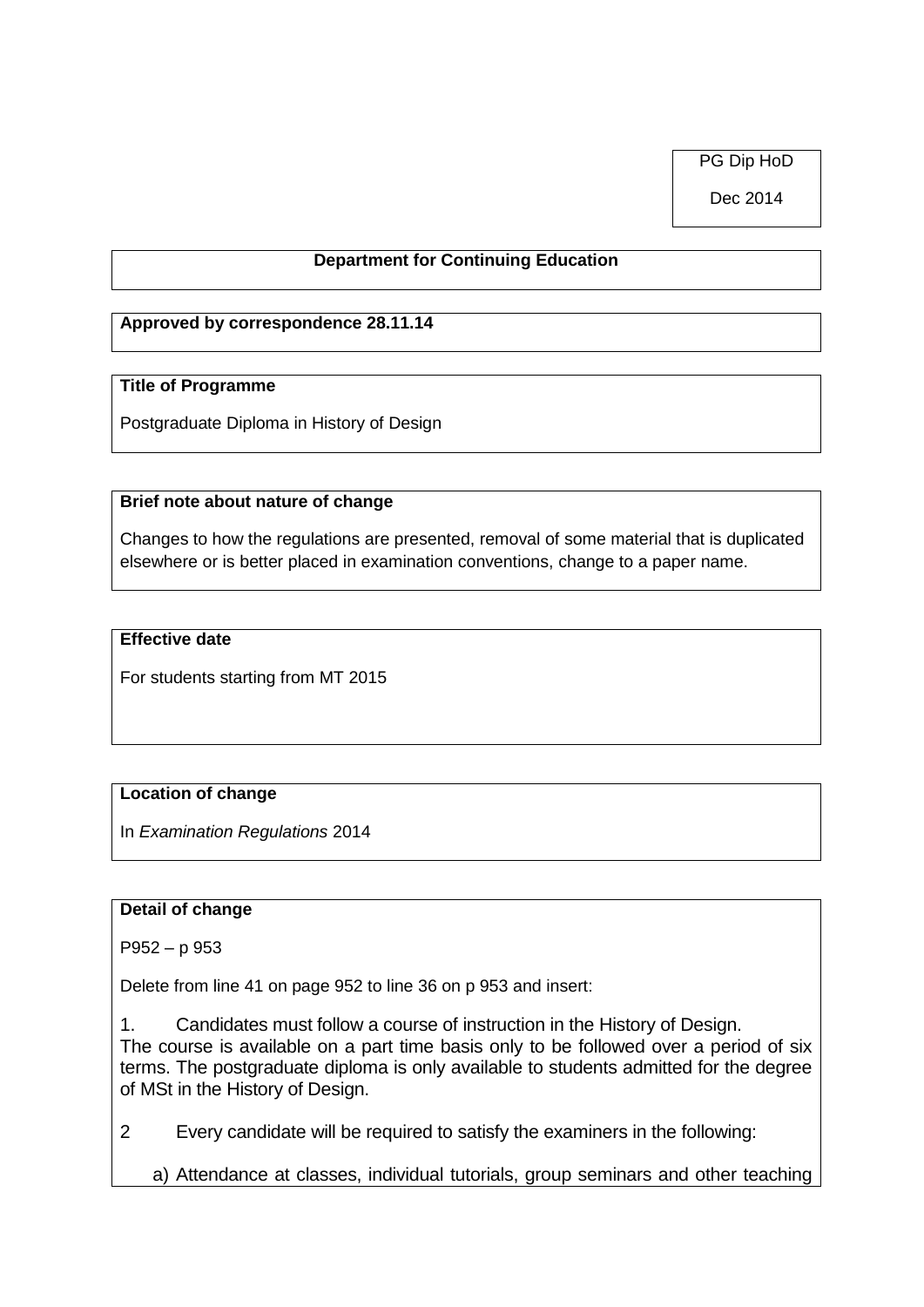PG Dip HoD

Dec 2014

**Department for Continuing Education**

**Approved by correspondence 28.11.14**

**Title of Programme**

Postgraduate Diploma in History of Design

**Brief note about nature of change**

Changes to how the regulations are presented, removal of some material that is duplicated elsewhere or is better placed in examination conventions, change to a paper name.

**Effective date**

For students starting from MT 2015

**Location of change**

In *Examination Regulations* 2014

**Detail of change**

P952 – p 953

Delete from line 41 on page 952 to line 36 on p 953 and insert:

1. Candidates must follow a course of instruction in the History of Design.
The course is available on a part time basis only to be followed over a period of six terms. The postgraduate diploma is only available to students admitted for the degree of MSt in the History of Design.

2 Every candidate will be required to satisfy the examiners in the following:

a) Attendance at classes, individual tutorials, group seminars and other teaching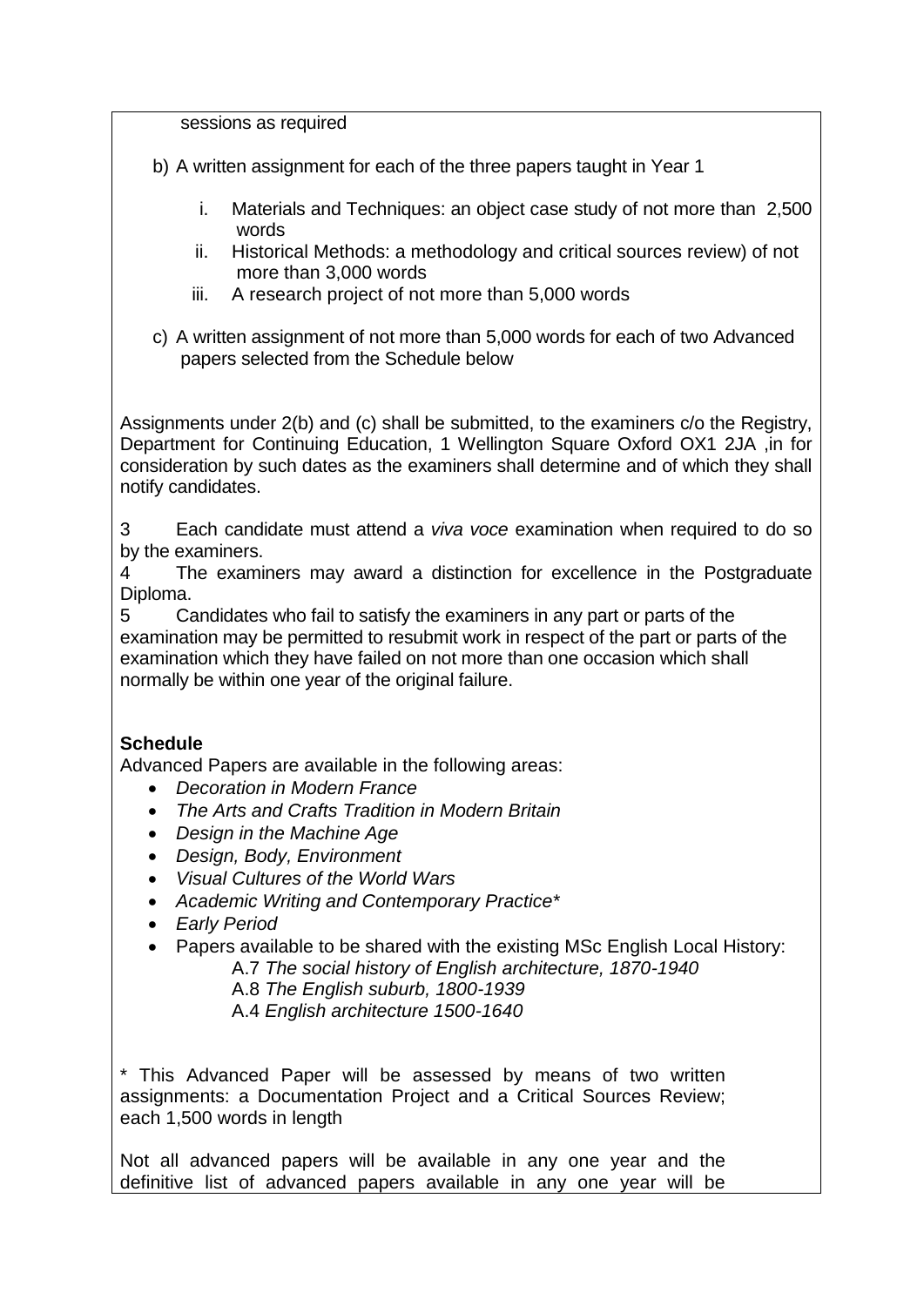sessions as required

b) A written assignment for each of the three papers taught in Year 1

   i. Materials and Techniques: an object case study of not more than 2,500 words
   ii. Historical Methods: a methodology and critical sources review) of not more than 3,000 words
   iii. A research project of not more than 5,000 words

c) A written assignment of not more than 5,000 words for each of two Advanced papers selected from the Schedule below

Assignments under 2(b) and (c) shall be submitted, to the examiners c/o the Registry, Department for Continuing Education, 1 Wellington Square Oxford OX1 2JA ,in for consideration by such dates as the examiners shall determine and of which they shall notify candidates.

3 Each candidate must attend a *viva voce* examination when required to do so by the examiners.

4 The examiners may award a distinction for excellence in the Postgraduate Diploma.

5 Candidates who fail to satisfy the examiners in any part or parts of the examination may be permitted to resubmit work in respect of the part or parts of the examination which they have failed on not more than one occasion which shall normally be within one year of the original failure.

**Schedule**

Advanced Papers are available in the following areas:

- *Decoration in Modern France*
- *The Arts and Crafts Tradition in Modern Britain*
- *Design in the Machine Age*
- *Design, Body, Environment*
- *Visual Cultures of the World Wars*
- *Academic Writing and Contemporary Practice**
- *Early Period*
- Papers available to be shared with the existing MSc English Local History:
  - A.7 *The social history of English architecture, 1870-1940*
  - A.8 *The English suburb, 1800-1939*
  - A.4 *English architecture 1500-1640*

* This Advanced Paper will be assessed by means of two written assignments: a Documentation Project and a Critical Sources Review; each 1,500 words in length

Not all advanced papers will be available in any one year and the definitive list of advanced papers available in any one year will be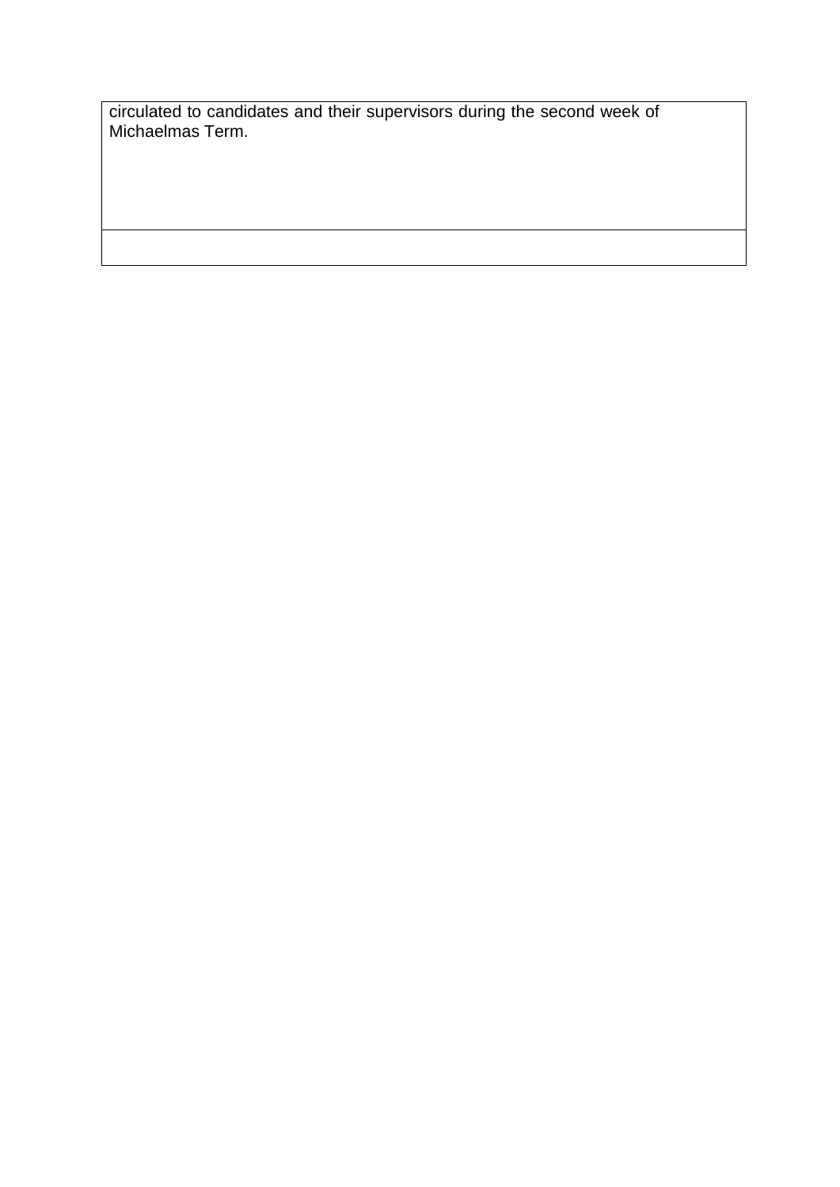| |
|---|
| circulated to candidates and their supervisors during the second week of Michaelmas Term. |
| |